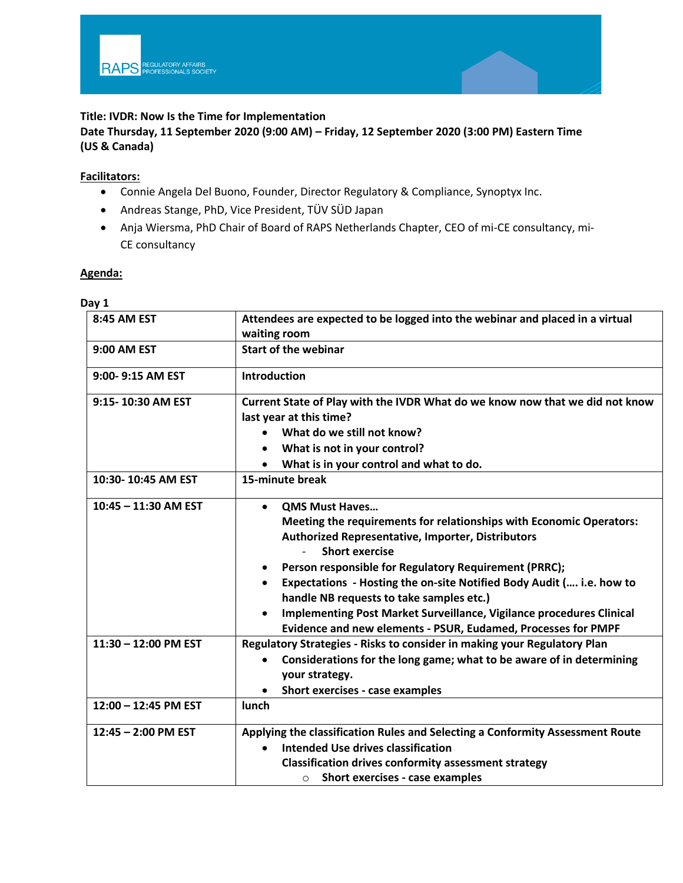**Title: IVDR: Now Is the Time for Implementation**
**Date Thursday, 11 September 2020 (9:00 AM) – Friday, 12 September 2020 (3:00 PM) Eastern Time (US & Canada)**

**Facilitators:**

- Connie Angela Del Buono, Founder, Director Regulatory & Compliance, Synoptyx Inc.
- Andreas Stange, PhD, Vice President, TÜV SÜD Japan
- Anja Wiersma, PhD Chair of Board of RAPS Netherlands Chapter, CEO of mi-CE consultancy, mi-CE consultancy

**Agenda:**

**Day 1**

| | |
|---|---|
| **8:45 AM EST** | **Attendees are expected to be logged into the webinar and placed in a virtual waiting room** |
| **9:00 AM EST** | **Start of the webinar** |
| **9:00- 9:15 AM EST** | **Introduction** |
| **9:15- 10:30 AM EST** | **Current State of Play with the IVDR What do we know now that we did not know last year at this time?**<br>• **What do we still not know?**<br>• **What is not in your control?**<br>• **What is in your control and what to do.** |
| **10:30- 10:45 AM EST** | **15-minute break** |
| **10:45 – 11:30 AM EST** | • **QMS Must Haves… Meeting the requirements for relationships with Economic Operators: Authorized Representative, Importer, Distributors**<br>  - **Short exercise**<br>• **Person responsible for Regulatory Requirement (PRRC);**<br>• **Expectations - Hosting the on-site Notified Body Audit (…. i.e. how to handle NB requests to take samples etc.)**<br>• **Implementing Post Market Surveillance, Vigilance procedures Clinical Evidence and new elements - PSUR, Eudamed, Processes for PMPF** |
| **11:30 – 12:00 PM EST** | **Regulatory Strategies - Risks to consider in making your Regulatory Plan**<br>• **Considerations for the long game; what to be aware of in determining your strategy.**<br>• **Short exercises - case examples** |
| **12:00 – 12:45 PM EST** | **lunch** |
| **12:45 – 2:00 PM EST** | **Applying the classification Rules and Selecting a Conformity Assessment Route**<br>• **Intended Use drives classification Classification drives conformity assessment strategy**<br>  ○ **Short exercises - case examples** |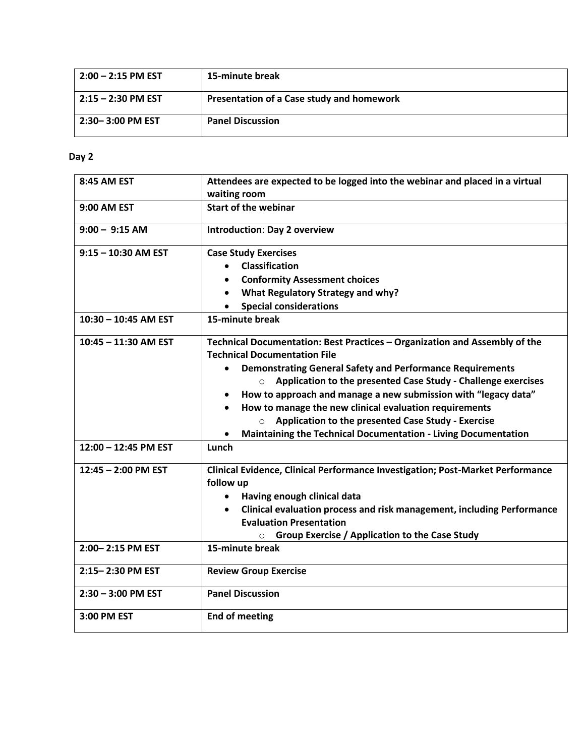| | |
|---|---|
| **2:00 – 2:15 PM EST** | **15-minute break** |
| **2:15 – 2:30 PM EST** | **Presentation of a Case study and homework** |
| **2:30– 3:00 PM EST** | **Panel Discussion** |

**Day 2**

| | |
|---|---|
| **8:45 AM EST** | **Attendees are expected to be logged into the webinar and placed in a virtual waiting room** |
| **9:00 AM EST** | **Start of the webinar** |
| **9:00 – 9:15 AM** | **Introduction**: **Day 2 overview** |
| **9:15 – 10:30 AM EST** | **Case Study Exercises**<br>• **Classification**<br>• **Conformity Assessment choices**<br>• **What Regulatory Strategy and why?**<br>• **Special considerations** |
| **10:30 – 10:45 AM EST** | **15-minute break** |
| **10:45 – 11:30 AM EST** | **Technical Documentation: Best Practices – Organization and Assembly of the Technical Documentation File**<br>• **Demonstrating General Safety and Performance Requirements**<br>  o **Application to the presented Case Study - Challenge exercises**<br>• **How to approach and manage a new submission with "legacy data"**<br>• **How to manage the new clinical evaluation requirements**<br>  o **Application to the presented Case Study - Exercise**<br>• **Maintaining the Technical Documentation - Living Documentation** |
| **12:00 – 12:45 PM EST** | **Lunch** |
| **12:45 – 2:00 PM EST** | **Clinical Evidence, Clinical Performance Investigation; Post-Market Performance follow up**<br>• **Having enough clinical data**<br>• **Clinical evaluation process and risk management, including Performance Evaluation Presentation**<br>  o **Group Exercise / Application to the Case Study** |
| **2:00– 2:15 PM EST** | **15-minute break** |
| **2:15– 2:30 PM EST** | **Review Group Exercise** |
| **2:30 – 3:00 PM EST** | **Panel Discussion** |
| **3:00 PM EST** | **End of meeting** |